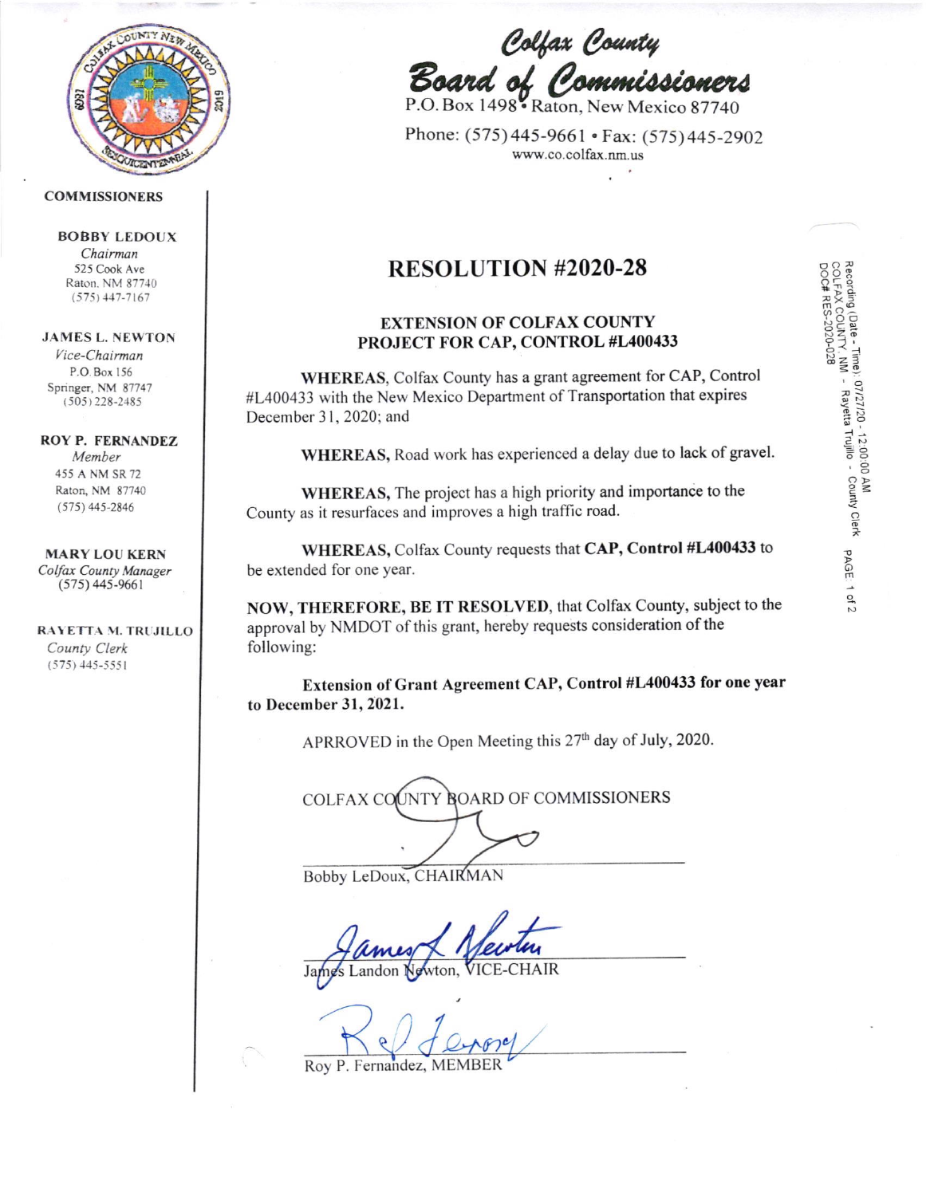# Colfax County Board of Commissioners

P.O. Box 1498 • Raton, New Mexico 87740

Phone: (575) 445-9661 • Fax: (575) 445-2902

www.co.colfax.nm.us

**COMMISSIONERS**

**BOBBY LEDOUX**
*Chairman*
525 Cook Ave
Raton, NM 87740
(575) 447-7167

**JAMES L. NEWTON**
*Vice-Chairman*
P.O. Box 156
Springer, NM 87747
(505) 228-2485

**ROY P. FERNANDEZ**
*Member*
455 A NM SR 72
Raton, NM 87740
(575) 445-2846

**MARY LOU KERN**
*Colfax County Manager*
(575) 445-9661

**RAYETTA M. TRUJILLO**
*County Clerk*
(575) 445-5551

Recording (Date - Time): 07/27/20 - 12:00:00 AM
COLFAX COUNTY, NM - Rayetta Trujillo - County Clerk
DOC# RES-2020-028

## RESOLUTION #2020-28

### EXTENSION OF COLFAX COUNTY PROJECT FOR CAP, CONTROL #L400433

**WHEREAS**, Colfax County has a grant agreement for CAP, Control #L400433 with the New Mexico Department of Transportation that expires December 31, 2020; and

**WHEREAS,** Road work has experienced a delay due to lack of gravel.

**WHEREAS,** The project has a high priority and importance to the County as it resurfaces and improves a high traffic road.

**WHEREAS,** Colfax County requests that **CAP, Control #L400433** to be extended for one year.

**NOW, THEREFORE, BE IT RESOLVED**, that Colfax County, subject to the approval by NMDOT of this grant, hereby requests consideration of the following:

**Extension of Grant Agreement CAP, Control #L400433 for one year to December 31, 2021.**

APRROVED in the Open Meeting this 27th day of July, 2020.

COLFAX COUNTY BOARD OF COMMISSIONERS

Bobby LeDoux, CHAIRMAN

James Landon Newton, VICE-CHAIR

Roy P. Fernandez, MEMBER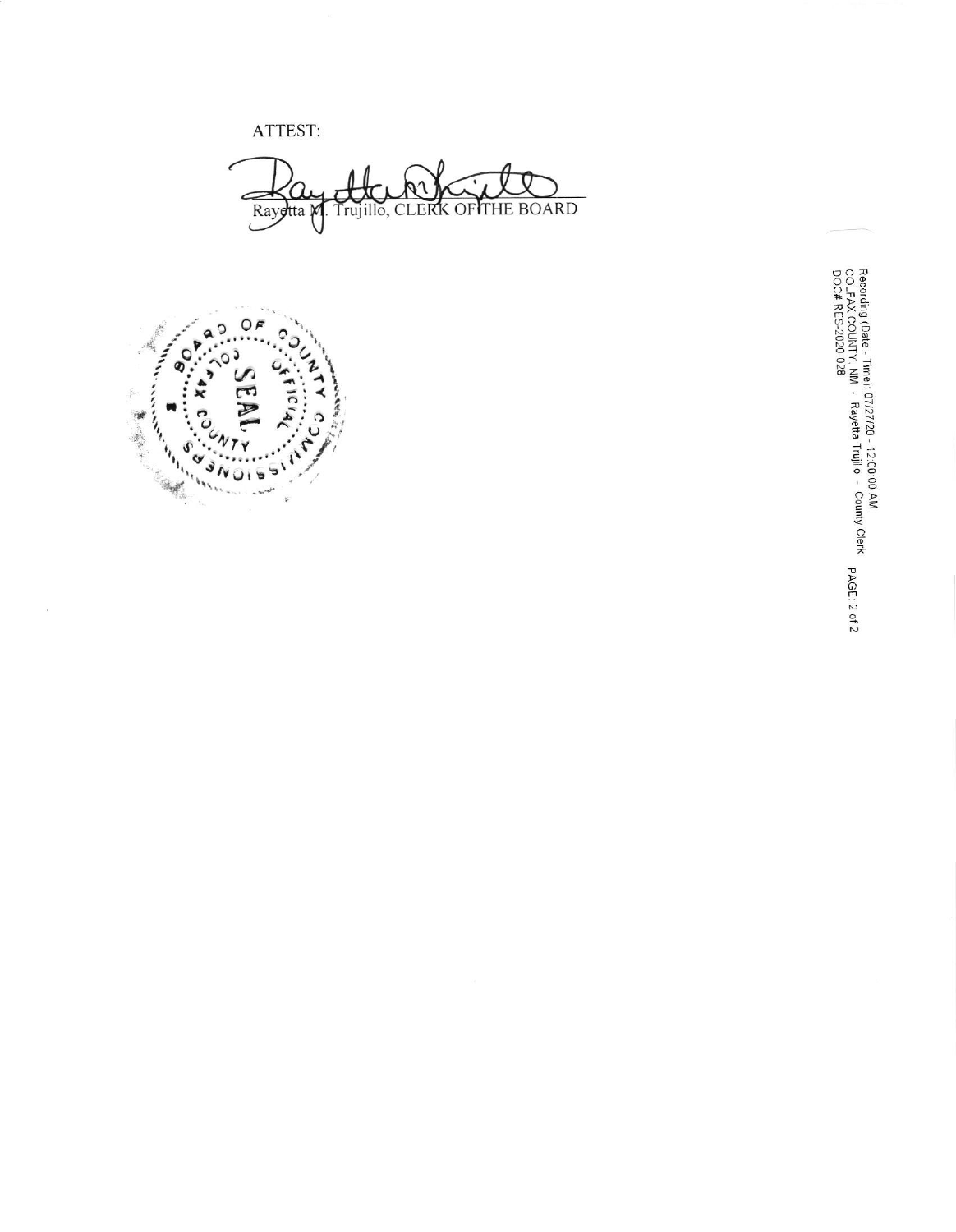ATTEST:

Rayetta M. Trujillo, CLERK OF THE BOARD

BOARD OF COUNTY COMMISSIONERS
COLFAX COUNTY
OFFICIAL
SEAL

Recording (Date - Time): 07/27/20 - 12:00:00 AM
COLFAX COUNTY, NM - Rayetta Trujillo - County Clerk
DOC# RES-2020-028